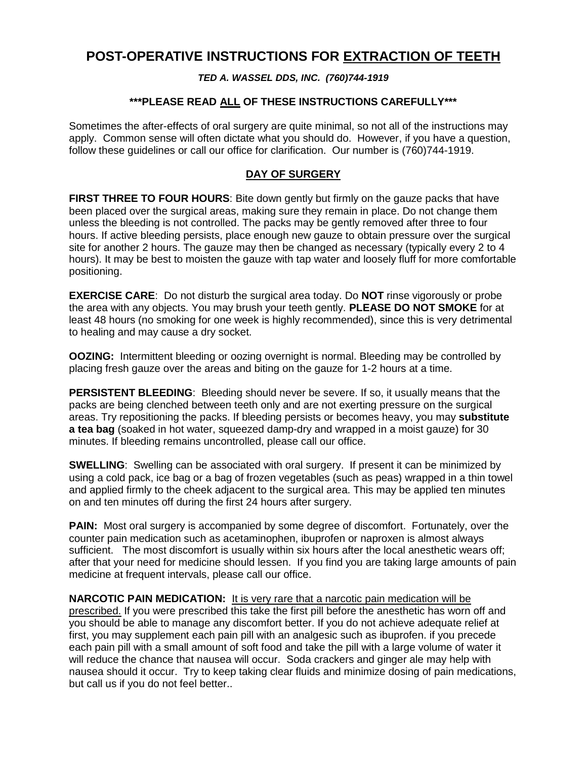# POST-OPERATIVE INSTRUCTIONS FOR <u>EXTRACTION OF TEETH</u>

***TED A. WASSEL DDS, INC. (760)744-1919***

**\*\*\*PLEASE READ <u>ALL</u> OF THESE INSTRUCTIONS CAREFULLY\*\*\***

Sometimes the after-effects of oral surgery are quite minimal, so not all of the instructions may apply. Common sense will often dictate what you should do. However, if you have a question, follow these guidelines or call our office for clarification. Our number is (760)744-1919.

## <u>DAY OF SURGERY</u>

**FIRST THREE TO FOUR HOURS**: Bite down gently but firmly on the gauze packs that have been placed over the surgical areas, making sure they remain in place. Do not change them unless the bleeding is not controlled. The packs may be gently removed after three to four hours. If active bleeding persists, place enough new gauze to obtain pressure over the surgical site for another 2 hours. The gauze may then be changed as necessary (typically every 2 to 4 hours). It may be best to moisten the gauze with tap water and loosely fluff for more comfortable positioning.

**EXERCISE CARE**: Do not disturb the surgical area today. Do **NOT** rinse vigorously or probe the area with any objects. You may brush your teeth gently. **PLEASE DO NOT SMOKE** for at least 48 hours (no smoking for one week is highly recommended), since this is very detrimental to healing and may cause a dry socket.

**OOZING:** Intermittent bleeding or oozing overnight is normal. Bleeding may be controlled by placing fresh gauze over the areas and biting on the gauze for 1-2 hours at a time.

**PERSISTENT BLEEDING**: Bleeding should never be severe. If so, it usually means that the packs are being clenched between teeth only and are not exerting pressure on the surgical areas. Try repositioning the packs. If bleeding persists or becomes heavy, you may **substitute a tea bag** (soaked in hot water, squeezed damp-dry and wrapped in a moist gauze) for 30 minutes. If bleeding remains uncontrolled, please call our office.

**SWELLING**: Swelling can be associated with oral surgery. If present it can be minimized by using a cold pack, ice bag or a bag of frozen vegetables (such as peas) wrapped in a thin towel and applied firmly to the cheek adjacent to the surgical area. This may be applied ten minutes on and ten minutes off during the first 24 hours after surgery.

**PAIN:** Most oral surgery is accompanied by some degree of discomfort. Fortunately, over the counter pain medication such as acetaminophen, ibuprofen or naproxen is almost always sufficient. The most discomfort is usually within six hours after the local anesthetic wears off; after that your need for medicine should lessen. If you find you are taking large amounts of pain medicine at frequent intervals, please call our office.

**NARCOTIC PAIN MEDICATION:** <u>It is very rare that a narcotic pain medication will be prescribed.</u> If you were prescribed this take the first pill before the anesthetic has worn off and you should be able to manage any discomfort better. If you do not achieve adequate relief at first, you may supplement each pain pill with an analgesic such as ibuprofen. if you precede each pain pill with a small amount of soft food and take the pill with a large volume of water it will reduce the chance that nausea will occur. Soda crackers and ginger ale may help with nausea should it occur. Try to keep taking clear fluids and minimize dosing of pain medications, but call us if you do not feel better..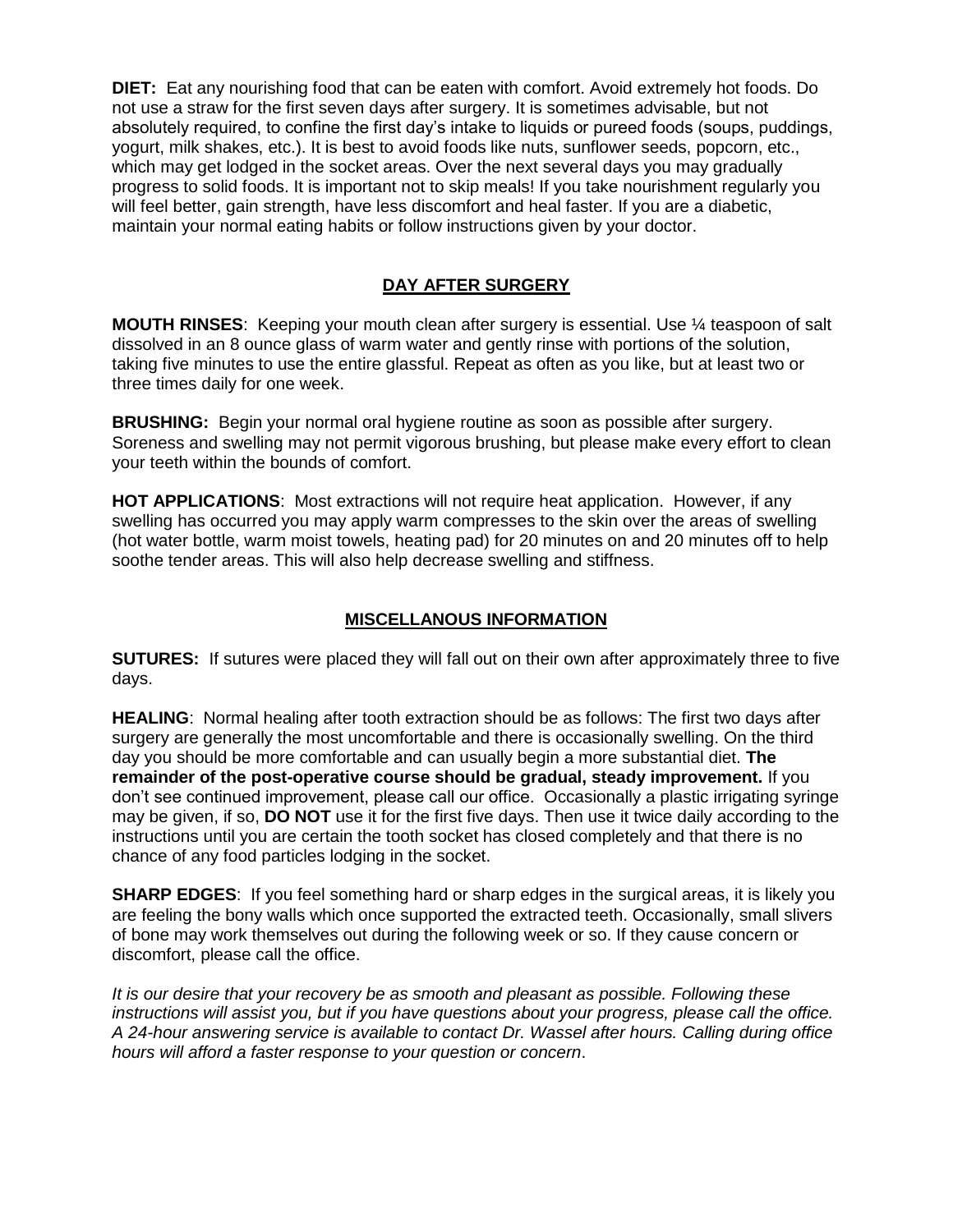**DIET:** Eat any nourishing food that can be eaten with comfort. Avoid extremely hot foods. Do not use a straw for the first seven days after surgery. It is sometimes advisable, but not absolutely required, to confine the first day's intake to liquids or pureed foods (soups, puddings, yogurt, milk shakes, etc.). It is best to avoid foods like nuts, sunflower seeds, popcorn, etc., which may get lodged in the socket areas. Over the next several days you may gradually progress to solid foods. It is important not to skip meals! If you take nourishment regularly you will feel better, gain strength, have less discomfort and heal faster. If you are a diabetic, maintain your normal eating habits or follow instructions given by your doctor.

## DAY AFTER SURGERY

**MOUTH RINSES**: Keeping your mouth clean after surgery is essential. Use ¼ teaspoon of salt dissolved in an 8 ounce glass of warm water and gently rinse with portions of the solution, taking five minutes to use the entire glassful. Repeat as often as you like, but at least two or three times daily for one week.

**BRUSHING:** Begin your normal oral hygiene routine as soon as possible after surgery. Soreness and swelling may not permit vigorous brushing, but please make every effort to clean your teeth within the bounds of comfort.

**HOT APPLICATIONS**: Most extractions will not require heat application. However, if any swelling has occurred you may apply warm compresses to the skin over the areas of swelling (hot water bottle, warm moist towels, heating pad) for 20 minutes on and 20 minutes off to help soothe tender areas. This will also help decrease swelling and stiffness.

## MISCELLANOUS INFORMATION

**SUTURES:** If sutures were placed they will fall out on their own after approximately three to five days.

**HEALING**: Normal healing after tooth extraction should be as follows: The first two days after surgery are generally the most uncomfortable and there is occasionally swelling. On the third day you should be more comfortable and can usually begin a more substantial diet. **The remainder of the post-operative course should be gradual, steady improvement.** If you don't see continued improvement, please call our office. Occasionally a plastic irrigating syringe may be given, if so, **DO NOT** use it for the first five days. Then use it twice daily according to the instructions until you are certain the tooth socket has closed completely and that there is no chance of any food particles lodging in the socket.

**SHARP EDGES**: If you feel something hard or sharp edges in the surgical areas, it is likely you are feeling the bony walls which once supported the extracted teeth. Occasionally, small slivers of bone may work themselves out during the following week or so. If they cause concern or discomfort, please call the office.

*It is our desire that your recovery be as smooth and pleasant as possible. Following these instructions will assist you, but if you have questions about your progress, please call the office. A 24-hour answering service is available to contact Dr. Wassel after hours. Calling during office hours will afford a faster response to your question or concern*.